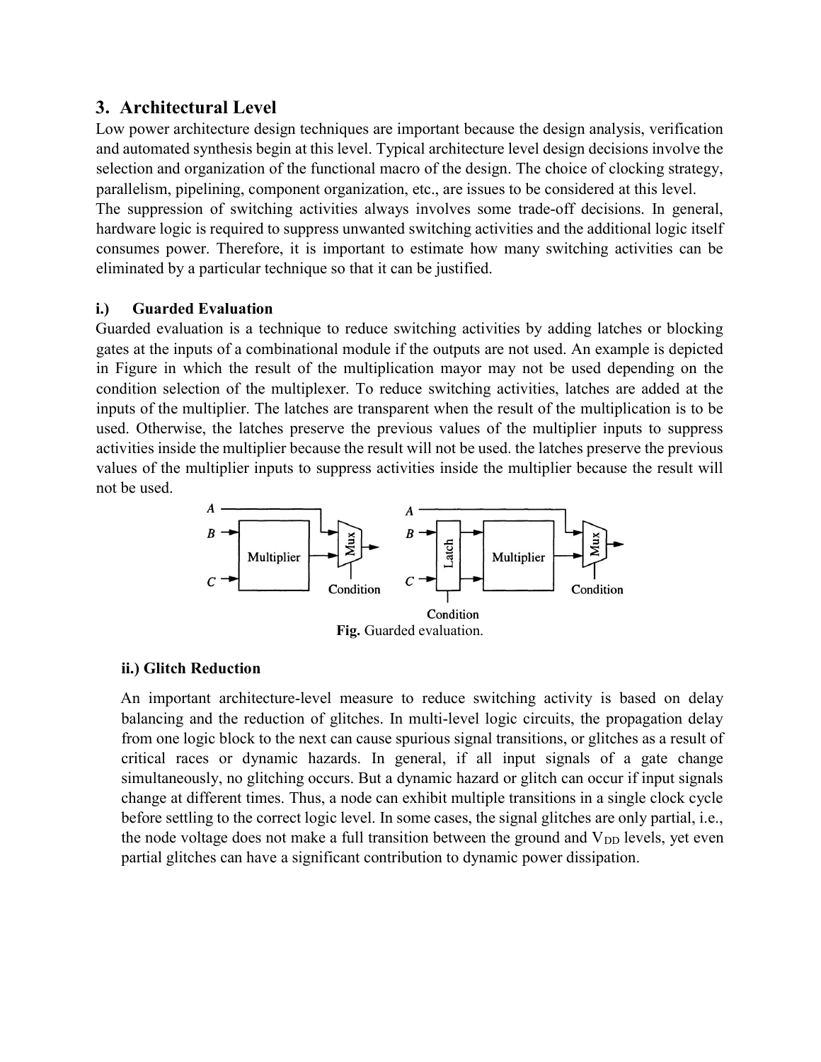## 3. Architectural Level

Low power architecture design techniques are important because the design analysis, verification and automated synthesis begin at this level. Typical architecture level design decisions involve the selection and organization of the functional macro of the design. The choice of clocking strategy, parallelism, pipelining, component organization, etc., are issues to be considered at this level.
The suppression of switching activities always involves some trade-off decisions. In general, hardware logic is required to suppress unwanted switching activities and the additional logic itself consumes power. Therefore, it is important to estimate how many switching activities can be eliminated by a particular technique so that it can be justified.

### i.) Guarded Evaluation

Guarded evaluation is a technique to reduce switching activities by adding latches or blocking gates at the inputs of a combinational module if the outputs are not used. An example is depicted in Figure in which the result of the multiplication mayor may not be used depending on the condition selection of the multiplexer. To reduce switching activities, latches are added at the inputs of the multiplier. The latches are transparent when the result of the multiplication is to be used. Otherwise, the latches preserve the previous values of the multiplier inputs to suppress activities inside the multiplier because the result will not be used. the latches preserve the previous values of the multiplier inputs to suppress activities inside the multiplier because the result will not be used.

**Fig.** Guarded evaluation.

### ii.) Glitch Reduction

An important architecture-level measure to reduce switching activity is based on delay balancing and the reduction of glitches. In multi-level logic circuits, the propagation delay from one logic block to the next can cause spurious signal transitions, or glitches as a result of critical races or dynamic hazards. In general, if all input signals of a gate change simultaneously, no glitching occurs. But a dynamic hazard or glitch can occur if input signals change at different times. Thus, a node can exhibit multiple transitions in a single clock cycle before settling to the correct logic level. In some cases, the signal glitches are only partial, i.e., the node voltage does not make a full transition between the ground and $V_{DD}$ levels, yet even partial glitches can have a significant contribution to dynamic power dissipation.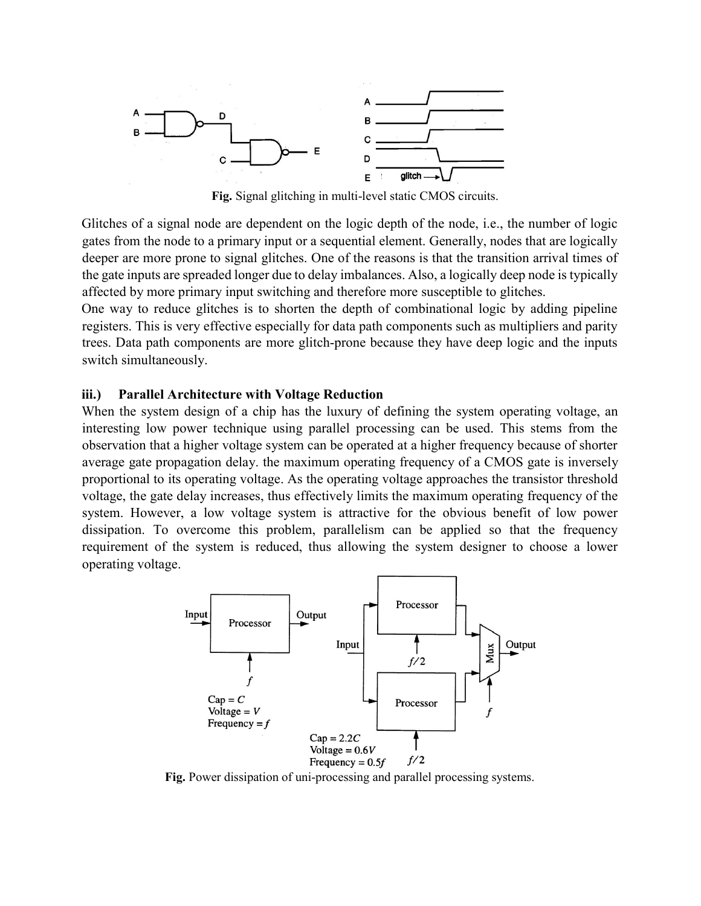**Fig.** Signal glitching in multi-level static CMOS circuits.

Glitches of a signal node are dependent on the logic depth of the node, i.e., the number of logic gates from the node to a primary input or a sequential element. Generally, nodes that are logically deeper are more prone to signal glitches. One of the reasons is that the transition arrival times of the gate inputs are spreaded longer due to delay imbalances. Also, a logically deep node is typically affected by more primary input switching and therefore more susceptible to glitches.
One way to reduce glitches is to shorten the depth of combinational logic by adding pipeline registers. This is very effective especially for data path components such as multipliers and parity trees. Data path components are more glitch-prone because they have deep logic and the inputs switch simultaneously.

### iii.) Parallel Architecture with Voltage Reduction

When the system design of a chip has the luxury of defining the system operating voltage, an interesting low power technique using parallel processing can be used. This stems from the observation that a higher voltage system can be operated at a higher frequency because of shorter average gate propagation delay. the maximum operating frequency of a CMOS gate is inversely proportional to its operating voltage. As the operating voltage approaches the transistor threshold voltage, the gate delay increases, thus effectively limits the maximum operating frequency of the system. However, a low voltage system is attractive for the obvious benefit of low power dissipation. To overcome this problem, parallelism can be applied so that the frequency requirement of the system is reduced, thus allowing the system designer to choose a lower operating voltage.

**Fig.** Power dissipation of uni-processing and parallel processing systems.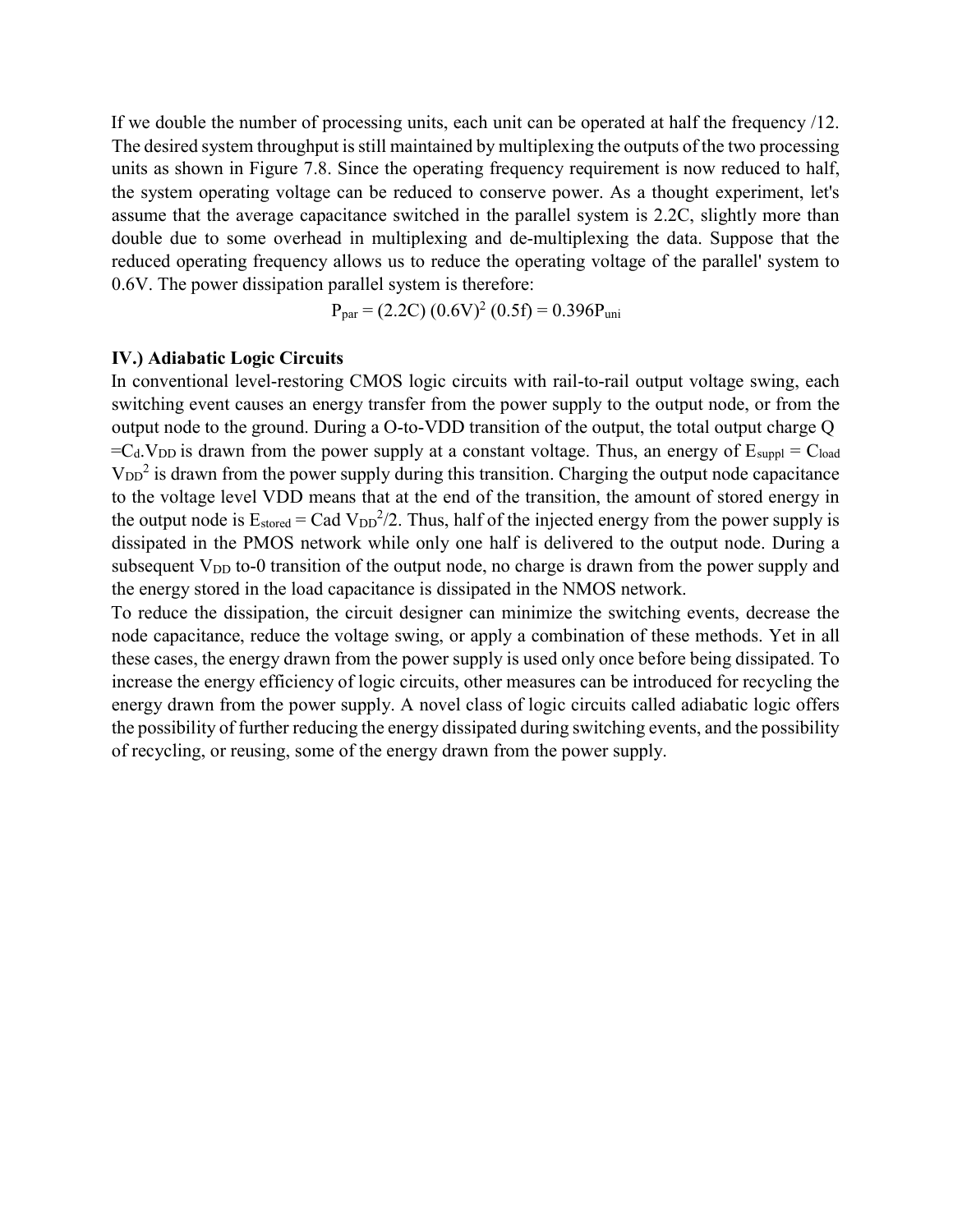If we double the number of processing units, each unit can be operated at half the frequency /12. The desired system throughput is still maintained by multiplexing the outputs of the two processing units as shown in Figure 7.8. Since the operating frequency requirement is now reduced to half, the system operating voltage can be reduced to conserve power. As a thought experiment, let's assume that the average capacitance switched in the parallel system is 2.2C, slightly more than double due to some overhead in multiplexing and de-multiplexing the data. Suppose that the reduced operating frequency allows us to reduce the operating voltage of the parallel' system to 0.6V. The power dissipation parallel system is therefore:

$$P_{par} = (2.2C)\,(0.6V)^2\,(0.5f) = 0.396P_{uni}$$

**IV.) Adiabatic Logic Circuits**

In conventional level-restoring CMOS logic circuits with rail-to-rail output voltage swing, each switching event causes an energy transfer from the power supply to the output node, or from the output node to the ground. During a O-to-VDD transition of the output, the total output charge $Q = C_d.V_{DD}$ is drawn from the power supply at a constant voltage. Thus, an energy of $E_{suppl} = C_{load} V_{DD}^2$ is drawn from the power supply during this transition. Charging the output node capacitance to the voltage level VDD means that at the end of the transition, the amount of stored energy in the output node is $E_{stored} = Cad\ V_{DD}^2/2$. Thus, half of the injected energy from the power supply is dissipated in the PMOS network while only one half is delivered to the output node. During a subsequent $V_{DD}$ to-0 transition of the output node, no charge is drawn from the power supply and the energy stored in the load capacitance is dissipated in the NMOS network.

To reduce the dissipation, the circuit designer can minimize the switching events, decrease the node capacitance, reduce the voltage swing, or apply a combination of these methods. Yet in all these cases, the energy drawn from the power supply is used only once before being dissipated. To increase the energy efficiency of logic circuits, other measures can be introduced for recycling the energy drawn from the power supply. A novel class of logic circuits called adiabatic logic offers the possibility of further reducing the energy dissipated during switching events, and the possibility of recycling, or reusing, some of the energy drawn from the power supply.